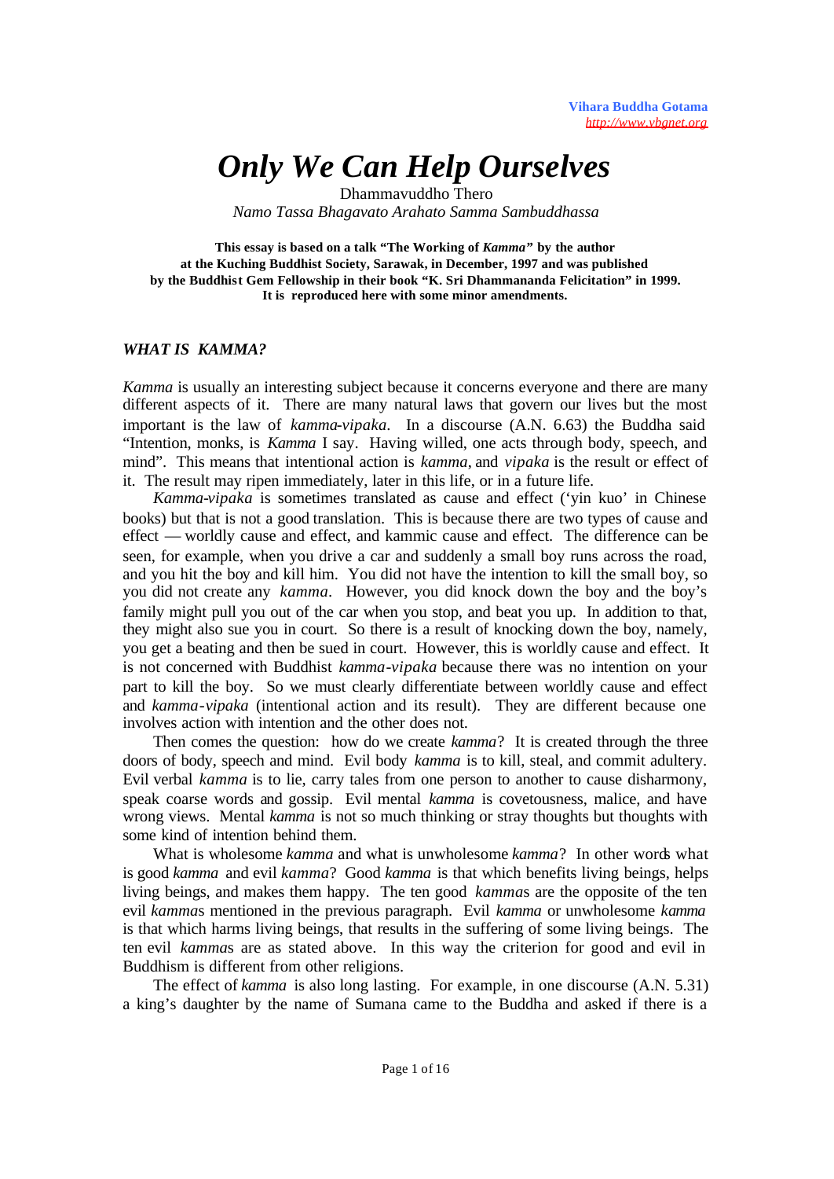Vihara Buddha Gotama
http://www.vbgnet.org

# *Only We Can Help Ourselves*

Dhammavuddho Thero

*Namo Tassa Bhagavato Arahato Samma Sambuddhassa*

**This essay is based on a talk "The Working of *Kamma*" by the author at the Kuching Buddhist Society, Sarawak, in December, 1997 and was published by the Buddhist Gem Fellowship in their book "K. Sri Dhammananda Felicitation" in 1999. It is reproduced here with some minor amendments.**

## *WHAT IS KAMMA?*

*Kamma* is usually an interesting subject because it concerns everyone and there are many different aspects of it. There are many natural laws that govern our lives but the most important is the law of *kamma-vipaka*. In a discourse (A.N. 6.63) the Buddha said "Intention, monks, is *Kamma* I say. Having willed, one acts through body, speech, and mind". This means that intentional action is *kamma*, and *vipaka* is the result or effect of it. The result may ripen immediately, later in this life, or in a future life.

*Kamma-vipaka* is sometimes translated as cause and effect ('yin kuo' in Chinese books) but that is not a good translation. This is because there are two types of cause and effect — worldly cause and effect, and kammic cause and effect. The difference can be seen, for example, when you drive a car and suddenly a small boy runs across the road, and you hit the boy and kill him. You did not have the intention to kill the small boy, so you did not create any *kamma*. However, you did knock down the boy and the boy's family might pull you out of the car when you stop, and beat you up. In addition to that, they might also sue you in court. So there is a result of knocking down the boy, namely, you get a beating and then be sued in court. However, this is worldly cause and effect. It is not concerned with Buddhist *kamma-vipaka* because there was no intention on your part to kill the boy. So we must clearly differentiate between worldly cause and effect and *kamma-vipaka* (intentional action and its result). They are different because one involves action with intention and the other does not.

Then comes the question: how do we create *kamma*? It is created through the three doors of body, speech and mind. Evil body *kamma* is to kill, steal, and commit adultery. Evil verbal *kamma* is to lie, carry tales from one person to another to cause disharmony, speak coarse words and gossip. Evil mental *kamma* is covetousness, malice, and have wrong views. Mental *kamma* is not so much thinking or stray thoughts but thoughts with some kind of intention behind them.

What is wholesome *kamma* and what is unwholesome *kamma*? In other words what is good *kamma* and evil *kamma*? Good *kamma* is that which benefits living beings, helps living beings, and makes them happy. The ten good *kamma*s are the opposite of the ten evil *kamma*s mentioned in the previous paragraph. Evil *kamma* or unwholesome *kamma* is that which harms living beings, that results in the suffering of some living beings. The ten evil *kamma*s are as stated above. In this way the criterion for good and evil in Buddhism is different from other religions.

The effect of *kamma* is also long lasting. For example, in one discourse (A.N. 5.31) a king's daughter by the name of Sumana came to the Buddha and asked if there is a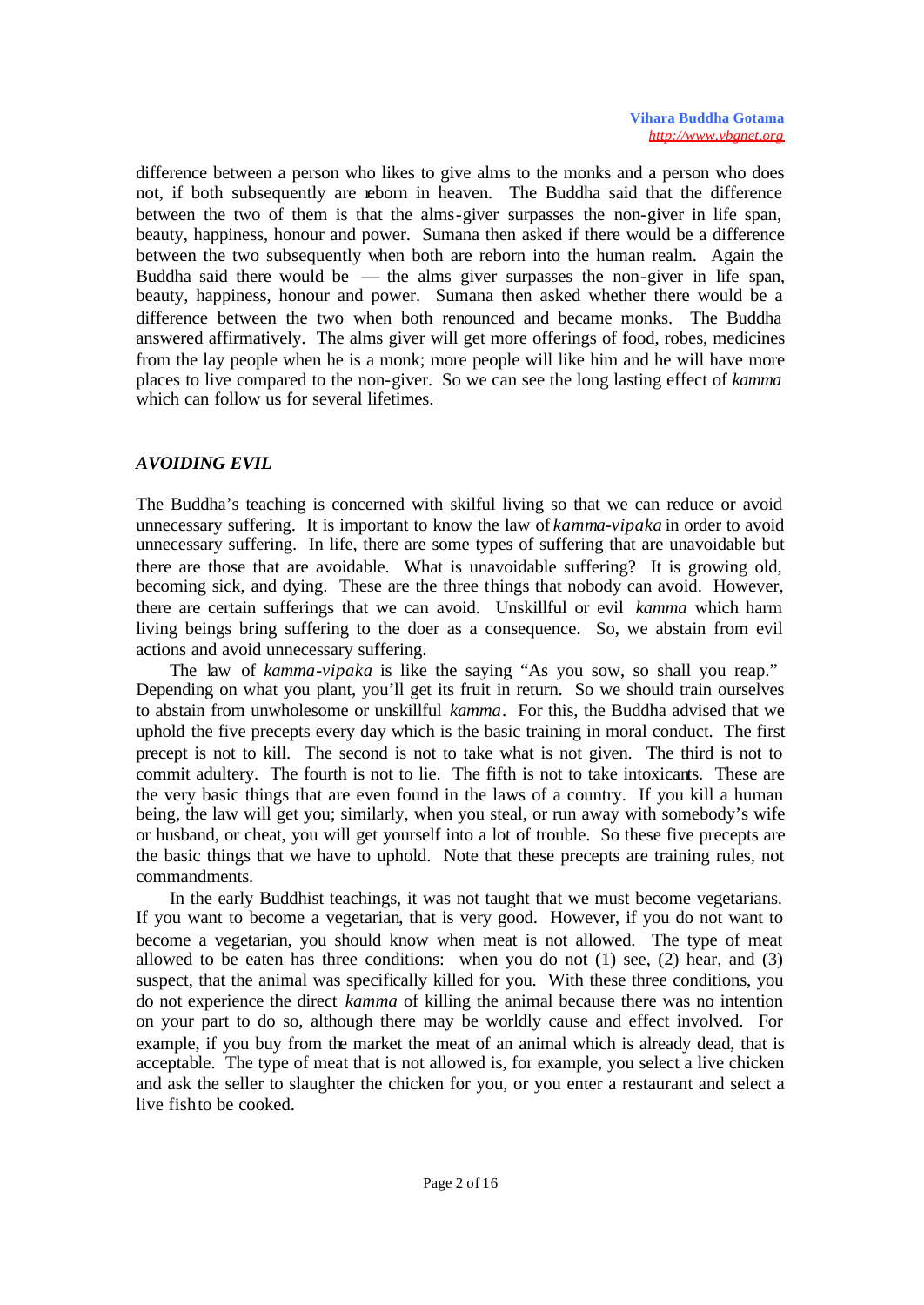difference between a person who likes to give alms to the monks and a person who does not, if both subsequently are reborn in heaven. The Buddha said that the difference between the two of them is that the alms-giver surpasses the non-giver in life span, beauty, happiness, honour and power. Sumana then asked if there would be a difference between the two subsequently when both are reborn into the human realm. Again the Buddha said there would be — the alms giver surpasses the non-giver in life span, beauty, happiness, honour and power. Sumana then asked whether there would be a difference between the two when both renounced and became monks. The Buddha answered affirmatively. The alms giver will get more offerings of food, robes, medicines from the lay people when he is a monk; more people will like him and he will have more places to live compared to the non-giver. So we can see the long lasting effect of *kamma* which can follow us for several lifetimes.

### *AVOIDING EVIL*

The Buddha's teaching is concerned with skilful living so that we can reduce or avoid unnecessary suffering. It is important to know the law of *kamma-vipaka* in order to avoid unnecessary suffering. In life, there are some types of suffering that are unavoidable but there are those that are avoidable. What is unavoidable suffering? It is growing old, becoming sick, and dying. These are the three things that nobody can avoid. However, there are certain sufferings that we can avoid. Unskillful or evil *kamma* which harm living beings bring suffering to the doer as a consequence. So, we abstain from evil actions and avoid unnecessary suffering.

The law of *kamma-vipaka* is like the saying "As you sow, so shall you reap." Depending on what you plant, you'll get its fruit in return. So we should train ourselves to abstain from unwholesome or unskillful *kamma*. For this, the Buddha advised that we uphold the five precepts every day which is the basic training in moral conduct. The first precept is not to kill. The second is not to take what is not given. The third is not to commit adultery. The fourth is not to lie. The fifth is not to take intoxicants. These are the very basic things that are even found in the laws of a country. If you kill a human being, the law will get you; similarly, when you steal, or run away with somebody's wife or husband, or cheat, you will get yourself into a lot of trouble. So these five precepts are the basic things that we have to uphold. Note that these precepts are training rules, not commandments.

In the early Buddhist teachings, it was not taught that we must become vegetarians. If you want to become a vegetarian, that is very good. However, if you do not want to become a vegetarian, you should know when meat is not allowed. The type of meat allowed to be eaten has three conditions: when you do not (1) see, (2) hear, and (3) suspect, that the animal was specifically killed for you. With these three conditions, you do not experience the direct *kamma* of killing the animal because there was no intention on your part to do so, although there may be worldly cause and effect involved. For example, if you buy from the market the meat of an animal which is already dead, that is acceptable. The type of meat that is not allowed is, for example, you select a live chicken and ask the seller to slaughter the chicken for you, or you enter a restaurant and select a live fish to be cooked.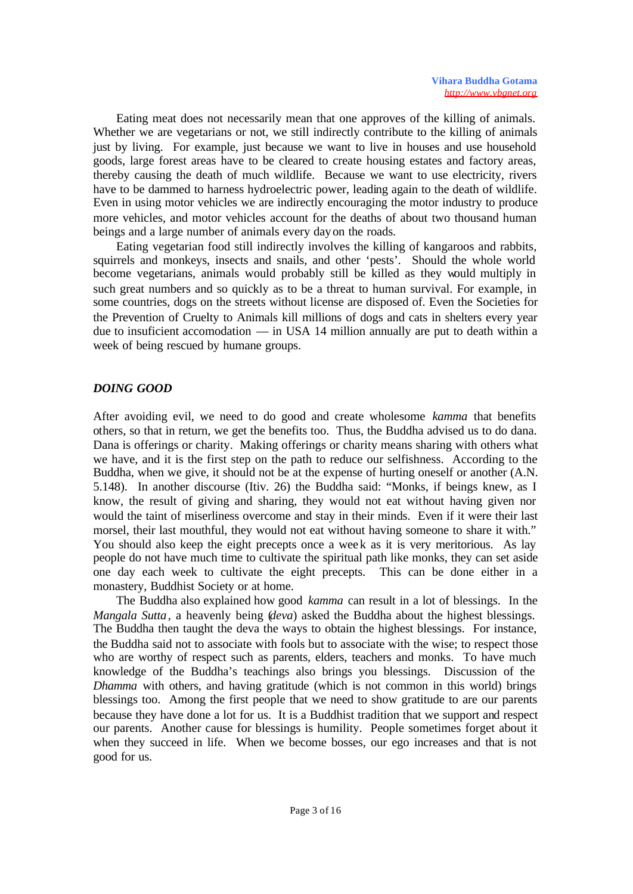Eating meat does not necessarily mean that one approves of the killing of animals. Whether we are vegetarians or not, we still indirectly contribute to the killing of animals just by living. For example, just because we want to live in houses and use household goods, large forest areas have to be cleared to create housing estates and factory areas, thereby causing the death of much wildlife. Because we want to use electricity, rivers have to be dammed to harness hydroelectric power, leading again to the death of wildlife. Even in using motor vehicles we are indirectly encouraging the motor industry to produce more vehicles, and motor vehicles account for the deaths of about two thousand human beings and a large number of animals every day on the roads.

Eating vegetarian food still indirectly involves the killing of kangaroos and rabbits, squirrels and monkeys, insects and snails, and other 'pests'. Should the whole world become vegetarians, animals would probably still be killed as they would multiply in such great numbers and so quickly as to be a threat to human survival. For example, in some countries, dogs on the streets without license are disposed of. Even the Societies for the Prevention of Cruelty to Animals kill millions of dogs and cats in shelters every year due to insuficient accomodation — in USA 14 million annually are put to death within a week of being rescued by humane groups.

### *DOING GOOD*

After avoiding evil, we need to do good and create wholesome *kamma* that benefits others, so that in return, we get the benefits too. Thus, the Buddha advised us to do dana. Dana is offerings or charity. Making offerings or charity means sharing with others what we have, and it is the first step on the path to reduce our selfishness. According to the Buddha, when we give, it should not be at the expense of hurting oneself or another (A.N. 5.148). In another discourse (Itiv. 26) the Buddha said: "Monks, if beings knew, as I know, the result of giving and sharing, they would not eat without having given nor would the taint of miserliness overcome and stay in their minds. Even if it were their last morsel, their last mouthful, they would not eat without having someone to share it with." You should also keep the eight precepts once a week as it is very meritorious. As lay people do not have much time to cultivate the spiritual path like monks, they can set aside one day each week to cultivate the eight precepts. This can be done either in a monastery, Buddhist Society or at home.

The Buddha also explained how good *kamma* can result in a lot of blessings. In the *Mangala Sutta*, a heavenly being (*deva*) asked the Buddha about the highest blessings. The Buddha then taught the deva the ways to obtain the highest blessings. For instance, the Buddha said not to associate with fools but to associate with the wise; to respect those who are worthy of respect such as parents, elders, teachers and monks. To have much knowledge of the Buddha's teachings also brings you blessings. Discussion of the *Dhamma* with others, and having gratitude (which is not common in this world) brings blessings too. Among the first people that we need to show gratitude to are our parents because they have done a lot for us. It is a Buddhist tradition that we support and respect our parents. Another cause for blessings is humility. People sometimes forget about it when they succeed in life. When we become bosses, our ego increases and that is not good for us.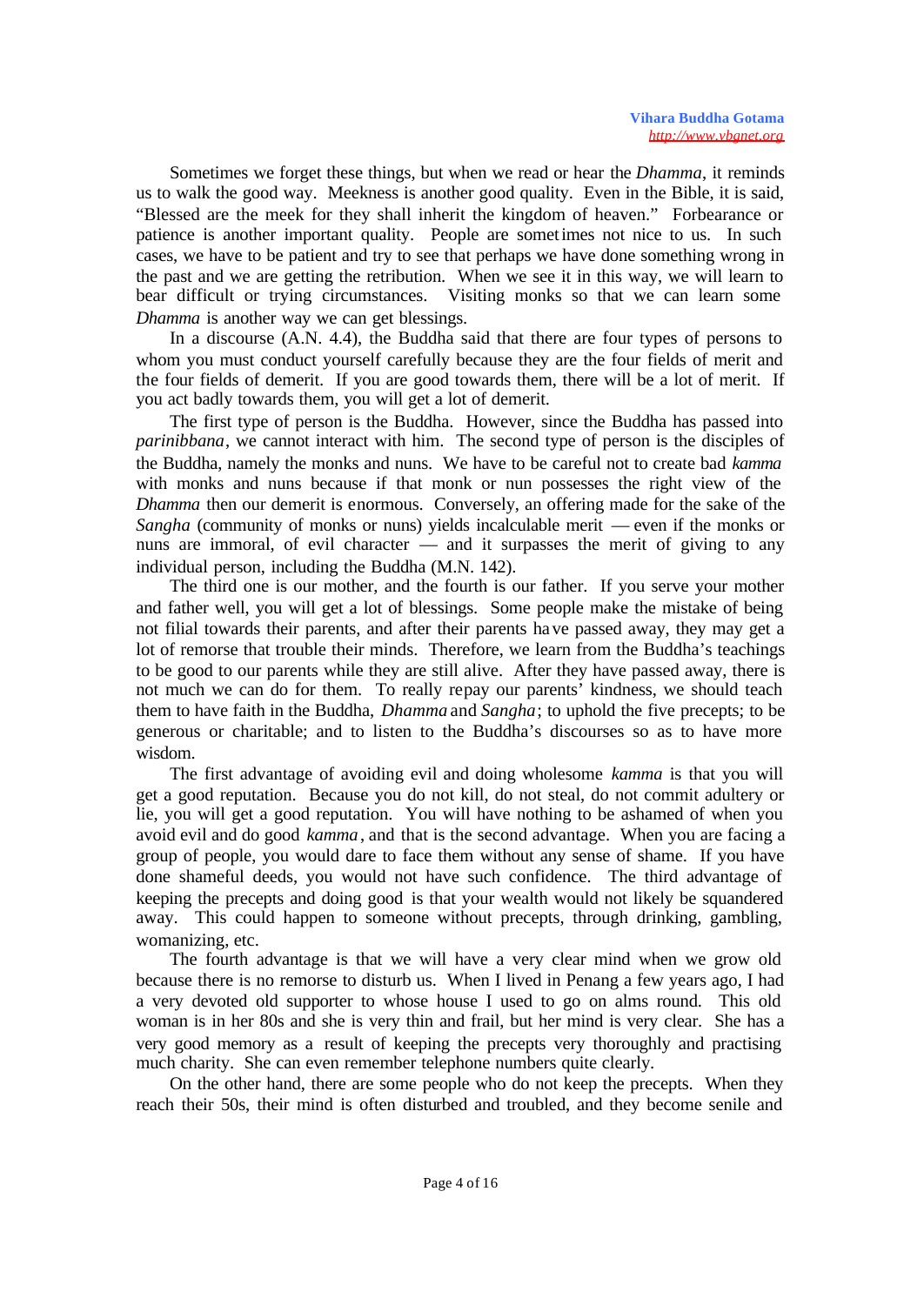Sometimes we forget these things, but when we read or hear the *Dhamma*, it reminds us to walk the good way. Meekness is another good quality. Even in the Bible, it is said, "Blessed are the meek for they shall inherit the kingdom of heaven." Forbearance or patience is another important quality. People are sometimes not nice to us. In such cases, we have to be patient and try to see that perhaps we have done something wrong in the past and we are getting the retribution. When we see it in this way, we will learn to bear difficult or trying circumstances. Visiting monks so that we can learn some *Dhamma* is another way we can get blessings.

In a discourse (A.N. 4.4), the Buddha said that there are four types of persons to whom you must conduct yourself carefully because they are the four fields of merit and the four fields of demerit. If you are good towards them, there will be a lot of merit. If you act badly towards them, you will get a lot of demerit.

The first type of person is the Buddha. However, since the Buddha has passed into *parinibbana*, we cannot interact with him. The second type of person is the disciples of the Buddha, namely the monks and nuns. We have to be careful not to create bad *kamma* with monks and nuns because if that monk or nun possesses the right view of the *Dhamma* then our demerit is enormous. Conversely, an offering made for the sake of the *Sangha* (community of monks or nuns) yields incalculable merit — even if the monks or nuns are immoral, of evil character — and it surpasses the merit of giving to any individual person, including the Buddha (M.N. 142).

The third one is our mother, and the fourth is our father. If you serve your mother and father well, you will get a lot of blessings. Some people make the mistake of being not filial towards their parents, and after their parents have passed away, they may get a lot of remorse that trouble their minds. Therefore, we learn from the Buddha's teachings to be good to our parents while they are still alive. After they have passed away, there is not much we can do for them. To really repay our parents' kindness, we should teach them to have faith in the Buddha, *Dhamma* and *Sangha*; to uphold the five precepts; to be generous or charitable; and to listen to the Buddha's discourses so as to have more wisdom.

The first advantage of avoiding evil and doing wholesome *kamma* is that you will get a good reputation. Because you do not kill, do not steal, do not commit adultery or lie, you will get a good reputation. You will have nothing to be ashamed of when you avoid evil and do good *kamma*, and that is the second advantage. When you are facing a group of people, you would dare to face them without any sense of shame. If you have done shameful deeds, you would not have such confidence. The third advantage of keeping the precepts and doing good is that your wealth would not likely be squandered away. This could happen to someone without precepts, through drinking, gambling, womanizing, etc.

The fourth advantage is that we will have a very clear mind when we grow old because there is no remorse to disturb us. When I lived in Penang a few years ago, I had a very devoted old supporter to whose house I used to go on alms round. This old woman is in her 80s and she is very thin and frail, but her mind is very clear. She has a very good memory as a result of keeping the precepts very thoroughly and practising much charity. She can even remember telephone numbers quite clearly.

On the other hand, there are some people who do not keep the precepts. When they reach their 50s, their mind is often disturbed and troubled, and they become senile and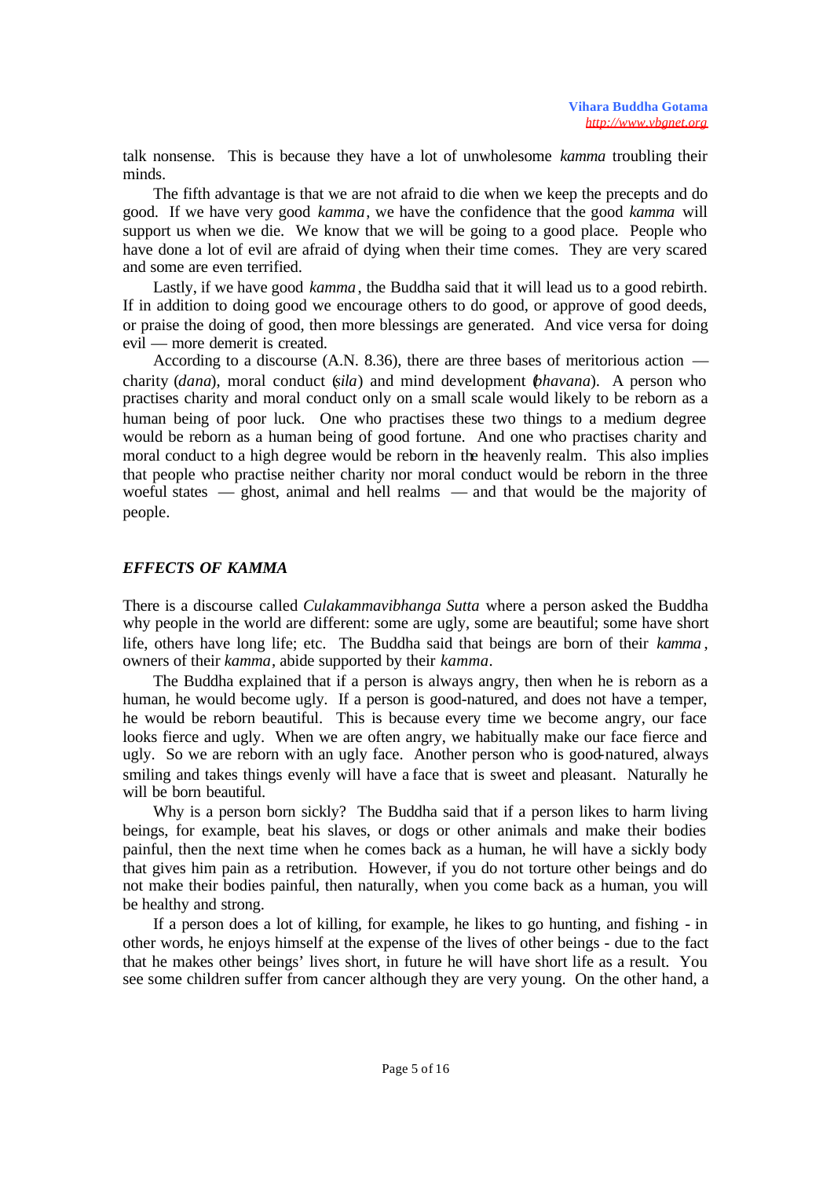talk nonsense. This is because they have a lot of unwholesome *kamma* troubling their minds.

The fifth advantage is that we are not afraid to die when we keep the precepts and do good. If we have very good *kamma*, we have the confidence that the good *kamma* will support us when we die. We know that we will be going to a good place. People who have done a lot of evil are afraid of dying when their time comes. They are very scared and some are even terrified.

Lastly, if we have good *kamma*, the Buddha said that it will lead us to a good rebirth. If in addition to doing good we encourage others to do good, or approve of good deeds, or praise the doing of good, then more blessings are generated. And vice versa for doing evil — more demerit is created.

According to a discourse (A.N. 8.36), there are three bases of meritorious action — charity (*dana*), moral conduct (*sila*) and mind development (*bhavana*). A person who practises charity and moral conduct only on a small scale would likely to be reborn as a human being of poor luck. One who practises these two things to a medium degree would be reborn as a human being of good fortune. And one who practises charity and moral conduct to a high degree would be reborn in the heavenly realm. This also implies that people who practise neither charity nor moral conduct would be reborn in the three woeful states — ghost, animal and hell realms — and that would be the majority of people.

### *EFFECTS OF KAMMA*

There is a discourse called *Culakammavibhanga Sutta* where a person asked the Buddha why people in the world are different: some are ugly, some are beautiful; some have short life, others have long life; etc. The Buddha said that beings are born of their *kamma*, owners of their *kamma*, abide supported by their *kamma*.

The Buddha explained that if a person is always angry, then when he is reborn as a human, he would become ugly. If a person is good-natured, and does not have a temper, he would be reborn beautiful. This is because every time we become angry, our face looks fierce and ugly. When we are often angry, we habitually make our face fierce and ugly. So we are reborn with an ugly face. Another person who is good-natured, always smiling and takes things evenly will have a face that is sweet and pleasant. Naturally he will be born beautiful.

Why is a person born sickly? The Buddha said that if a person likes to harm living beings, for example, beat his slaves, or dogs or other animals and make their bodies painful, then the next time when he comes back as a human, he will have a sickly body that gives him pain as a retribution. However, if you do not torture other beings and do not make their bodies painful, then naturally, when you come back as a human, you will be healthy and strong.

If a person does a lot of killing, for example, he likes to go hunting, and fishing - in other words, he enjoys himself at the expense of the lives of other beings - due to the fact that he makes other beings' lives short, in future he will have short life as a result. You see some children suffer from cancer although they are very young. On the other hand, a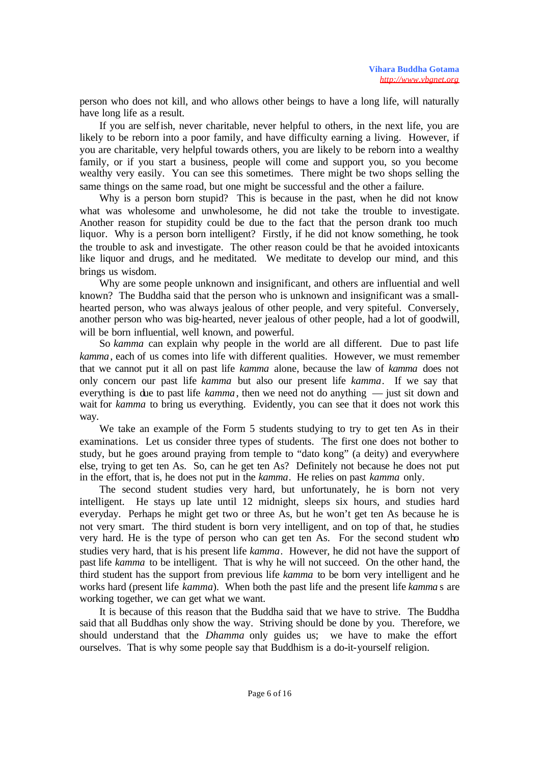person who does not kill, and who allows other beings to have a long life, will naturally have long life as a result.

If you are selfish, never charitable, never helpful to others, in the next life, you are likely to be reborn into a poor family, and have difficulty earning a living. However, if you are charitable, very helpful towards others, you are likely to be reborn into a wealthy family, or if you start a business, people will come and support you, so you become wealthy very easily. You can see this sometimes. There might be two shops selling the same things on the same road, but one might be successful and the other a failure.

Why is a person born stupid? This is because in the past, when he did not know what was wholesome and unwholesome, he did not take the trouble to investigate. Another reason for stupidity could be due to the fact that the person drank too much liquor. Why is a person born intelligent? Firstly, if he did not know something, he took the trouble to ask and investigate. The other reason could be that he avoided intoxicants like liquor and drugs, and he meditated. We meditate to develop our mind, and this brings us wisdom.

Why are some people unknown and insignificant, and others are influential and well known? The Buddha said that the person who is unknown and insignificant was a small-hearted person, who was always jealous of other people, and very spiteful. Conversely, another person who was big-hearted, never jealous of other people, had a lot of goodwill, will be born influential, well known, and powerful.

So *kamma* can explain why people in the world are all different. Due to past life *kamma*, each of us comes into life with different qualities. However, we must remember that we cannot put it all on past life *kamma* alone, because the law of *kamma* does not only concern our past life *kamma* but also our present life *kamma*. If we say that everything is due to past life *kamma*, then we need not do anything — just sit down and wait for *kamma* to bring us everything. Evidently, you can see that it does not work this way.

We take an example of the Form 5 students studying to try to get ten As in their examinations. Let us consider three types of students. The first one does not bother to study, but he goes around praying from temple to "dato kong" (a deity) and everywhere else, trying to get ten As. So, can he get ten As? Definitely not because he does not put in the effort, that is, he does not put in the *kamma*. He relies on past *kamma* only.

The second student studies very hard, but unfortunately, he is born not very intelligent. He stays up late until 12 midnight, sleeps six hours, and studies hard everyday. Perhaps he might get two or three As, but he won't get ten As because he is not very smart. The third student is born very intelligent, and on top of that, he studies very hard. He is the type of person who can get ten As. For the second student who studies very hard, that is his present life *kamma*. However, he did not have the support of past life *kamma* to be intelligent. That is why he will not succeed. On the other hand, the third student has the support from previous life *kamma* to be born very intelligent and he works hard (present life *kamma*). When both the past life and the present life *kamma*s are working together, we can get what we want.

It is because of this reason that the Buddha said that we have to strive. The Buddha said that all Buddhas only show the way. Striving should be done by you. Therefore, we should understand that the *Dhamma* only guides us; we have to make the effort ourselves. That is why some people say that Buddhism is a do-it-yourself religion.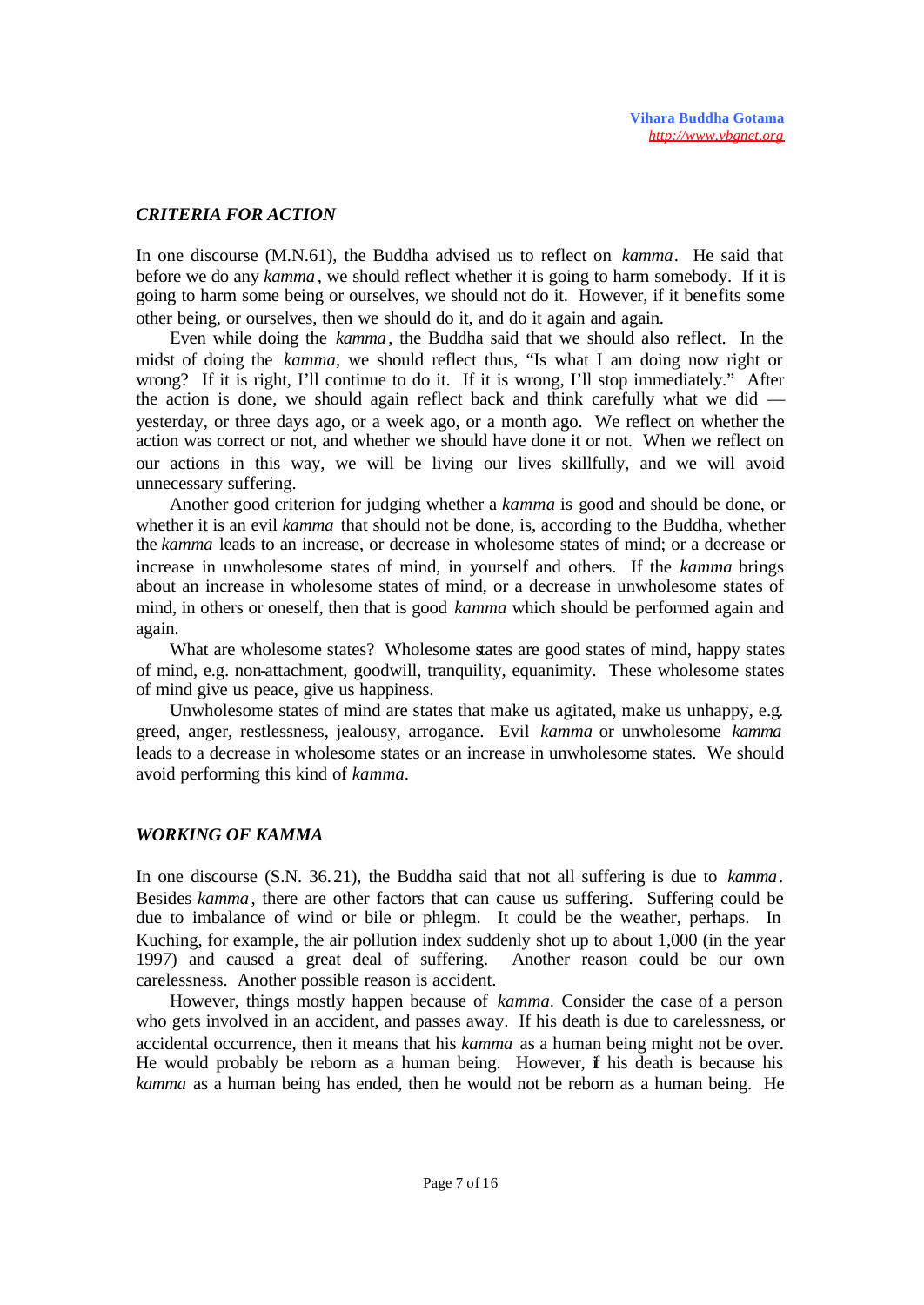### *CRITERIA FOR ACTION*

In one discourse (M.N.61), the Buddha advised us to reflect on *kamma*. He said that before we do any *kamma*, we should reflect whether it is going to harm somebody. If it is going to harm some being or ourselves, we should not do it. However, if it benefits some other being, or ourselves, then we should do it, and do it again and again.

Even while doing the *kamma*, the Buddha said that we should also reflect. In the midst of doing the *kamma*, we should reflect thus, "Is what I am doing now right or wrong? If it is right, I'll continue to do it. If it is wrong, I'll stop immediately." After the action is done, we should again reflect back and think carefully what we did — yesterday, or three days ago, or a week ago, or a month ago. We reflect on whether the action was correct or not, and whether we should have done it or not. When we reflect on our actions in this way, we will be living our lives skillfully, and we will avoid unnecessary suffering.

Another good criterion for judging whether a *kamma* is good and should be done, or whether it is an evil *kamma* that should not be done, is, according to the Buddha, whether the *kamma* leads to an increase, or decrease in wholesome states of mind; or a decrease or increase in unwholesome states of mind, in yourself and others. If the *kamma* brings about an increase in wholesome states of mind, or a decrease in unwholesome states of mind, in others or oneself, then that is good *kamma* which should be performed again and again.

What are wholesome states? Wholesome states are good states of mind, happy states of mind, e.g. non-attachment, goodwill, tranquility, equanimity. These wholesome states of mind give us peace, give us happiness.

Unwholesome states of mind are states that make us agitated, make us unhappy, e.g. greed, anger, restlessness, jealousy, arrogance. Evil *kamma* or unwholesome *kamma* leads to a decrease in wholesome states or an increase in unwholesome states. We should avoid performing this kind of *kamma*.

### *WORKING OF KAMMA*

In one discourse (S.N. 36.21), the Buddha said that not all suffering is due to *kamma*. Besides *kamma*, there are other factors that can cause us suffering. Suffering could be due to imbalance of wind or bile or phlegm. It could be the weather, perhaps. In Kuching, for example, the air pollution index suddenly shot up to about 1,000 (in the year 1997) and caused a great deal of suffering. Another reason could be our own carelessness. Another possible reason is accident.

However, things mostly happen because of *kamma*. Consider the case of a person who gets involved in an accident, and passes away. If his death is due to carelessness, or accidental occurrence, then it means that his *kamma* as a human being might not be over. He would probably be reborn as a human being. However, if his death is because his *kamma* as a human being has ended, then he would not be reborn as a human being. He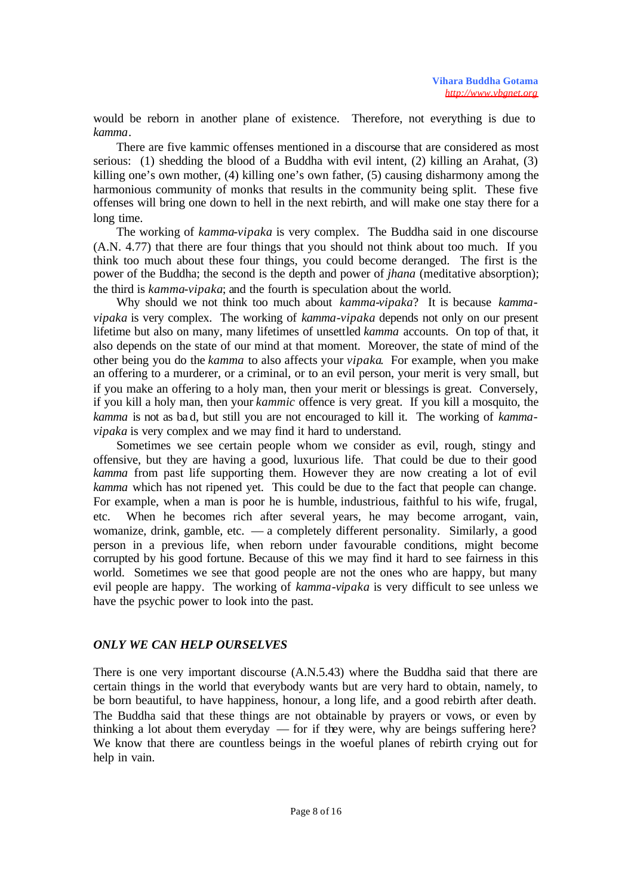would be reborn in another plane of existence. Therefore, not everything is due to *kamma*.

There are five kammic offenses mentioned in a discourse that are considered as most serious: (1) shedding the blood of a Buddha with evil intent, (2) killing an Arahat, (3) killing one's own mother, (4) killing one's own father, (5) causing disharmony among the harmonious community of monks that results in the community being split. These five offenses will bring one down to hell in the next rebirth, and will make one stay there for a long time.

The working of *kamma-vipaka* is very complex. The Buddha said in one discourse (A.N. 4.77) that there are four things that you should not think about too much. If you think too much about these four things, you could become deranged. The first is the power of the Buddha; the second is the depth and power of *jhana* (meditative absorption); the third is *kamma-vipaka*; and the fourth is speculation about the world.

Why should we not think too much about *kamma-vipaka*? It is because *kamma-vipaka* is very complex. The working of *kamma-vipaka* depends not only on our present lifetime but also on many, many lifetimes of unsettled *kamma* accounts. On top of that, it also depends on the state of our mind at that moment. Moreover, the state of mind of the other being you do the *kamma* to also affects your *vipaka*. For example, when you make an offering to a murderer, or a criminal, or to an evil person, your merit is very small, but if you make an offering to a holy man, then your merit or blessings is great. Conversely, if you kill a holy man, then your *kammic* offence is very great. If you kill a mosquito, the *kamma* is not as bad, but still you are not encouraged to kill it. The working of *kamma-vipaka* is very complex and we may find it hard to understand.

Sometimes we see certain people whom we consider as evil, rough, stingy and offensive, but they are having a good, luxurious life. That could be due to their good *kamma* from past life supporting them. However they are now creating a lot of evil *kamma* which has not ripened yet. This could be due to the fact that people can change. For example, when a man is poor he is humble, industrious, faithful to his wife, frugal, etc. When he becomes rich after several years, he may become arrogant, vain, womanize, drink, gamble, etc. — a completely different personality. Similarly, a good person in a previous life, when reborn under favourable conditions, might become corrupted by his good fortune. Because of this we may find it hard to see fairness in this world. Sometimes we see that good people are not the ones who are happy, but many evil people are happy. The working of *kamma-vipaka* is very difficult to see unless we have the psychic power to look into the past.

### *ONLY WE CAN HELP OURSELVES*

There is one very important discourse (A.N.5.43) where the Buddha said that there are certain things in the world that everybody wants but are very hard to obtain, namely, to be born beautiful, to have happiness, honour, a long life, and a good rebirth after death. The Buddha said that these things are not obtainable by prayers or vows, or even by thinking a lot about them everyday — for if they were, why are beings suffering here? We know that there are countless beings in the woeful planes of rebirth crying out for help in vain.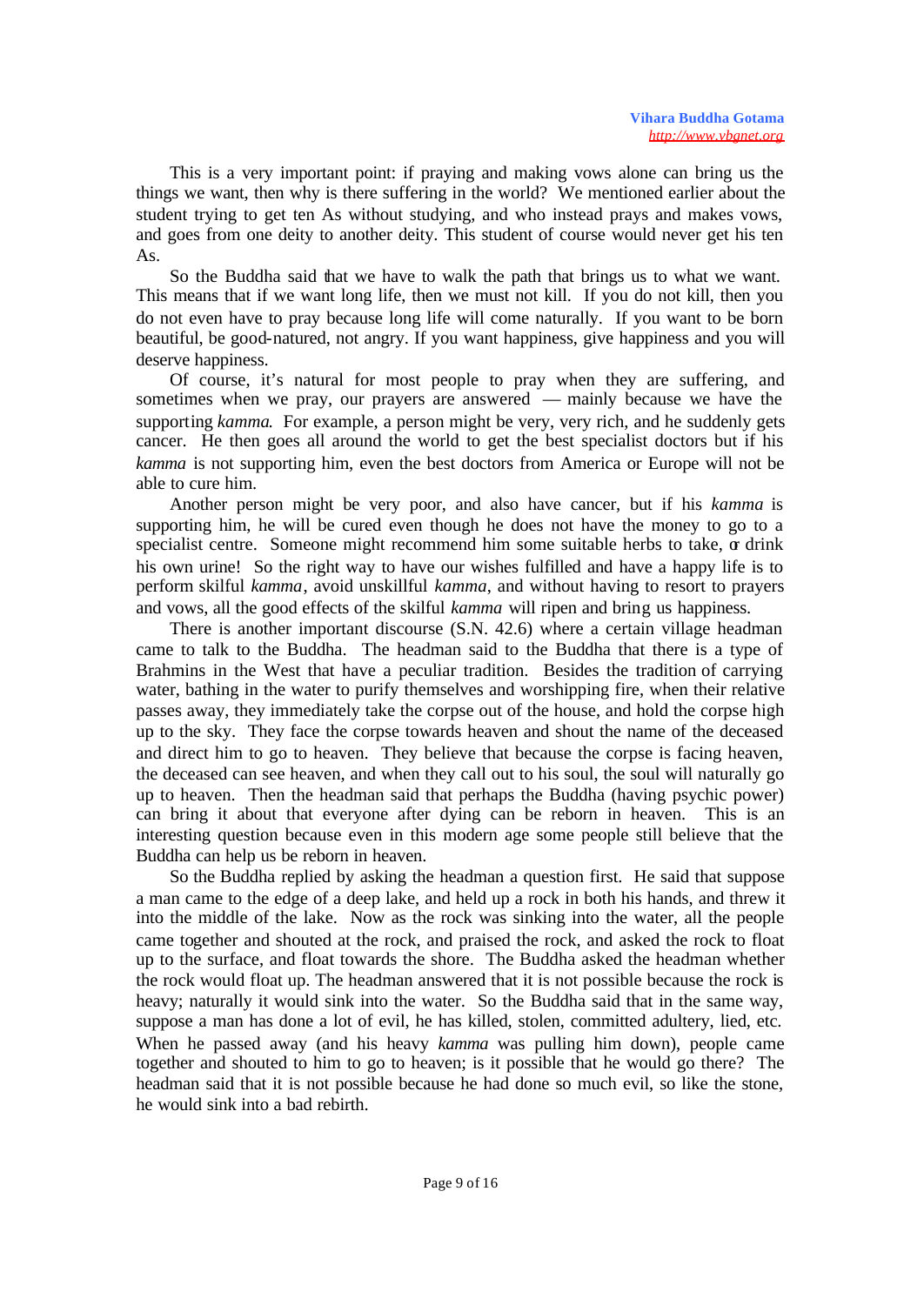This is a very important point: if praying and making vows alone can bring us the things we want, then why is there suffering in the world? We mentioned earlier about the student trying to get ten As without studying, and who instead prays and makes vows, and goes from one deity to another deity. This student of course would never get his ten As.

So the Buddha said that we have to walk the path that brings us to what we want. This means that if we want long life, then we must not kill. If you do not kill, then you do not even have to pray because long life will come naturally. If you want to be born beautiful, be good-natured, not angry. If you want happiness, give happiness and you will deserve happiness.

Of course, it's natural for most people to pray when they are suffering, and sometimes when we pray, our prayers are answered — mainly because we have the supporting *kamma*. For example, a person might be very, very rich, and he suddenly gets cancer. He then goes all around the world to get the best specialist doctors but if his *kamma* is not supporting him, even the best doctors from America or Europe will not be able to cure him.

Another person might be very poor, and also have cancer, but if his *kamma* is supporting him, he will be cured even though he does not have the money to go to a specialist centre. Someone might recommend him some suitable herbs to take, or drink his own urine! So the right way to have our wishes fulfilled and have a happy life is to perform skilful *kamma*, avoid unskillful *kamma*, and without having to resort to prayers and vows, all the good effects of the skilful *kamma* will ripen and bring us happiness.

There is another important discourse (S.N. 42.6) where a certain village headman came to talk to the Buddha. The headman said to the Buddha that there is a type of Brahmins in the West that have a peculiar tradition. Besides the tradition of carrying water, bathing in the water to purify themselves and worshipping fire, when their relative passes away, they immediately take the corpse out of the house, and hold the corpse high up to the sky. They face the corpse towards heaven and shout the name of the deceased and direct him to go to heaven. They believe that because the corpse is facing heaven, the deceased can see heaven, and when they call out to his soul, the soul will naturally go up to heaven. Then the headman said that perhaps the Buddha (having psychic power) can bring it about that everyone after dying can be reborn in heaven. This is an interesting question because even in this modern age some people still believe that the Buddha can help us be reborn in heaven.

So the Buddha replied by asking the headman a question first. He said that suppose a man came to the edge of a deep lake, and held up a rock in both his hands, and threw it into the middle of the lake. Now as the rock was sinking into the water, all the people came together and shouted at the rock, and praised the rock, and asked the rock to float up to the surface, and float towards the shore. The Buddha asked the headman whether the rock would float up. The headman answered that it is not possible because the rock is heavy; naturally it would sink into the water. So the Buddha said that in the same way, suppose a man has done a lot of evil, he has killed, stolen, committed adultery, lied, etc. When he passed away (and his heavy *kamma* was pulling him down), people came together and shouted to him to go to heaven; is it possible that he would go there? The headman said that it is not possible because he had done so much evil, so like the stone, he would sink into a bad rebirth.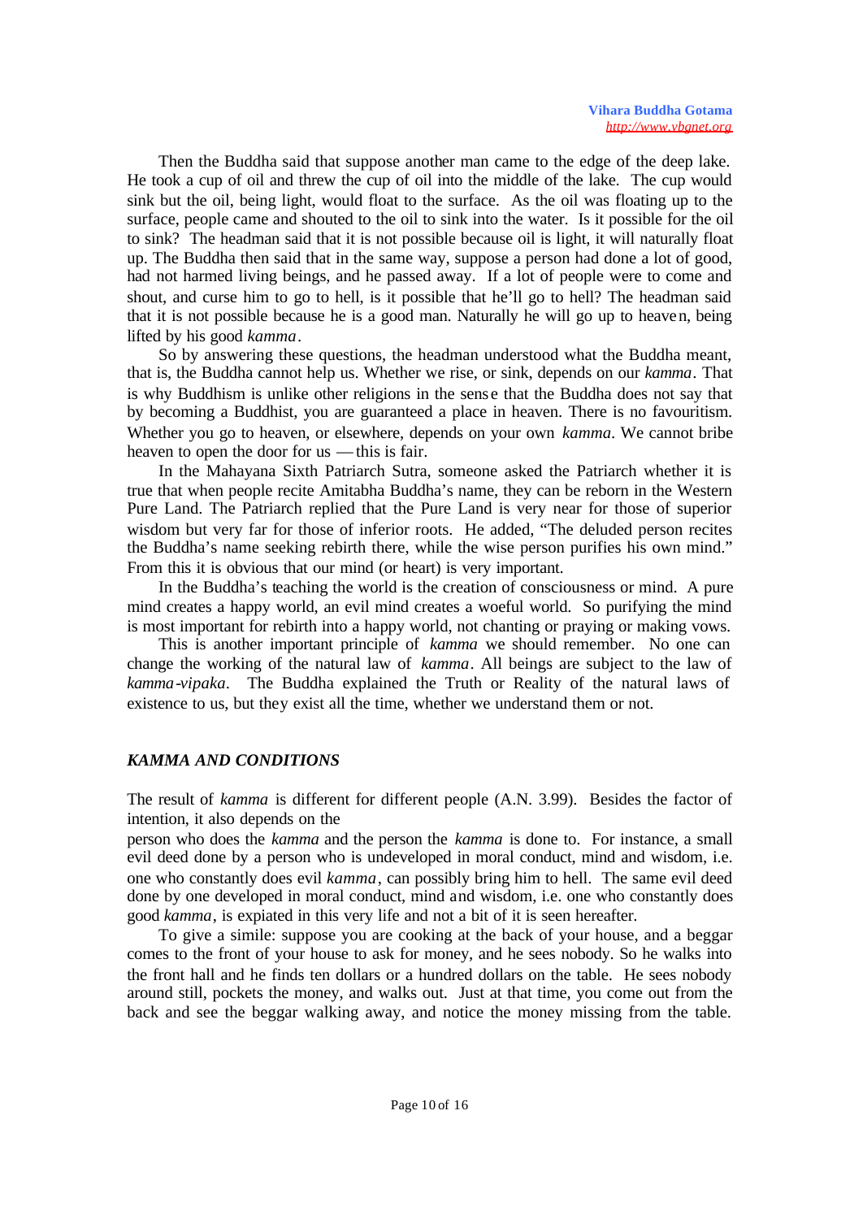Then the Buddha said that suppose another man came to the edge of the deep lake. He took a cup of oil and threw the cup of oil into the middle of the lake. The cup would sink but the oil, being light, would float to the surface. As the oil was floating up to the surface, people came and shouted to the oil to sink into the water. Is it possible for the oil to sink? The headman said that it is not possible because oil is light, it will naturally float up. The Buddha then said that in the same way, suppose a person had done a lot of good, had not harmed living beings, and he passed away. If a lot of people were to come and shout, and curse him to go to hell, is it possible that he'll go to hell? The headman said that it is not possible because he is a good man. Naturally he will go up to heaven, being lifted by his good *kamma*.

So by answering these questions, the headman understood what the Buddha meant, that is, the Buddha cannot help us. Whether we rise, or sink, depends on our *kamma*. That is why Buddhism is unlike other religions in the sense that the Buddha does not say that by becoming a Buddhist, you are guaranteed a place in heaven. There is no favouritism. Whether you go to heaven, or elsewhere, depends on your own *kamma*. We cannot bribe heaven to open the door for us — this is fair.

In the Mahayana Sixth Patriarch Sutra, someone asked the Patriarch whether it is true that when people recite Amitabha Buddha's name, they can be reborn in the Western Pure Land. The Patriarch replied that the Pure Land is very near for those of superior wisdom but very far for those of inferior roots. He added, "The deluded person recites the Buddha's name seeking rebirth there, while the wise person purifies his own mind." From this it is obvious that our mind (or heart) is very important.

In the Buddha's teaching the world is the creation of consciousness or mind. A pure mind creates a happy world, an evil mind creates a woeful world. So purifying the mind is most important for rebirth into a happy world, not chanting or praying or making vows.

This is another important principle of *kamma* we should remember. No one can change the working of the natural law of *kamma*. All beings are subject to the law of *kamma-vipaka*. The Buddha explained the Truth or Reality of the natural laws of existence to us, but they exist all the time, whether we understand them or not.

## *KAMMA AND CONDITIONS*

The result of *kamma* is different for different people (A.N. 3.99). Besides the factor of intention, it also depends on the person who does the *kamma* and the person the *kamma* is done to. For instance, a small evil deed done by a person who is undeveloped in moral conduct, mind and wisdom, i.e. one who constantly does evil *kamma*, can possibly bring him to hell. The same evil deed done by one developed in moral conduct, mind and wisdom, i.e. one who constantly does good *kamma*, is expiated in this very life and not a bit of it is seen hereafter.

To give a simile: suppose you are cooking at the back of your house, and a beggar comes to the front of your house to ask for money, and he sees nobody. So he walks into the front hall and he finds ten dollars or a hundred dollars on the table. He sees nobody around still, pockets the money, and walks out. Just at that time, you come out from the back and see the beggar walking away, and notice the money missing from the table.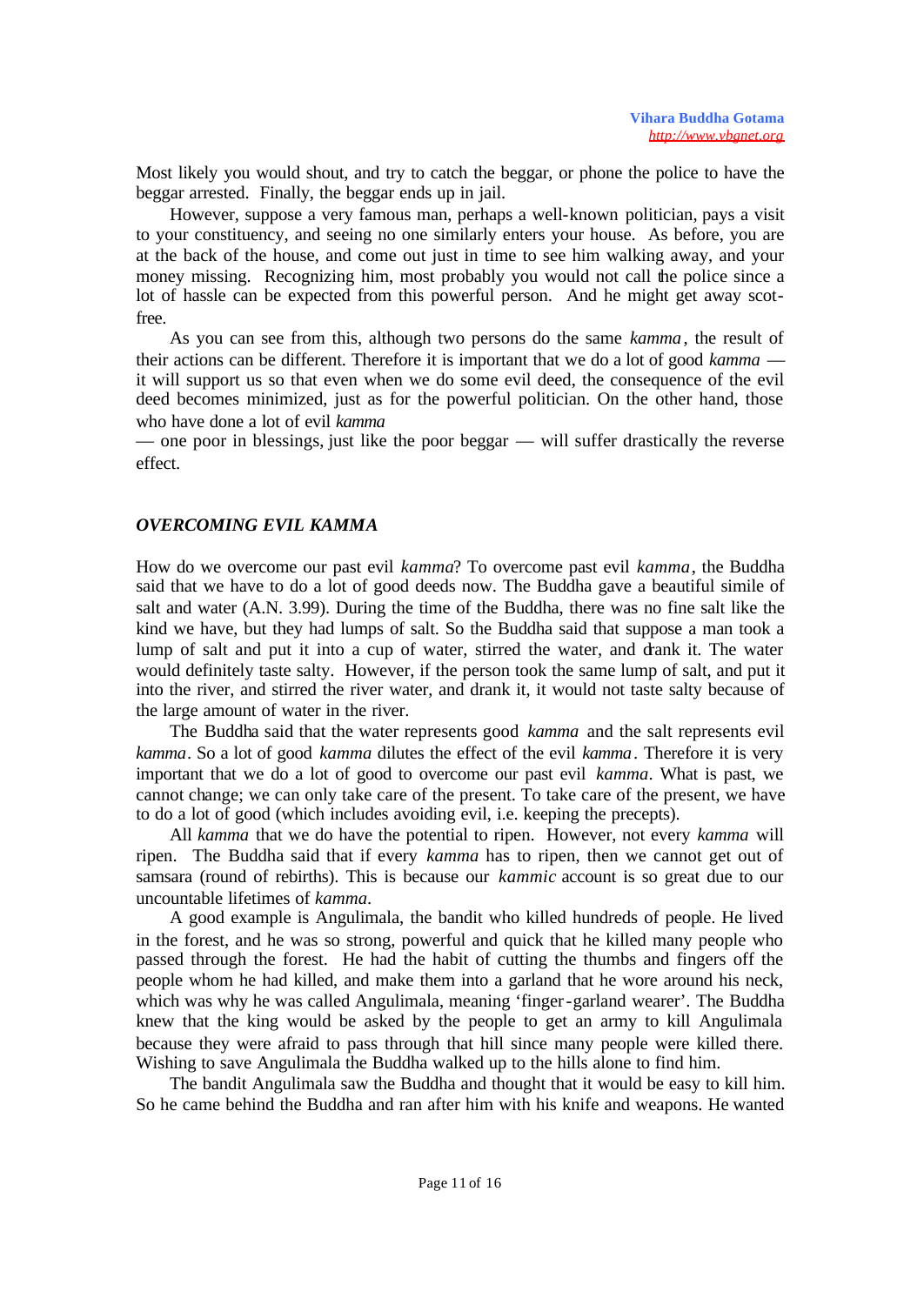Most likely you would shout, and try to catch the beggar, or phone the police to have the beggar arrested. Finally, the beggar ends up in jail.

However, suppose a very famous man, perhaps a well-known politician, pays a visit to your constituency, and seeing no one similarly enters your house. As before, you are at the back of the house, and come out just in time to see him walking away, and your money missing. Recognizing him, most probably you would not call the police since a lot of hassle can be expected from this powerful person. And he might get away scot-free.

As you can see from this, although two persons do the same *kamma*, the result of their actions can be different. Therefore it is important that we do a lot of good *kamma* — it will support us so that even when we do some evil deed, the consequence of the evil deed becomes minimized, just as for the powerful politician. On the other hand, those who have done a lot of evil *kamma* — one poor in blessings, just like the poor beggar — will suffer drastically the reverse effect.

### *OVERCOMING EVIL KAMMA*

How do we overcome our past evil *kamma*? To overcome past evil *kamma*, the Buddha said that we have to do a lot of good deeds now. The Buddha gave a beautiful simile of salt and water (A.N. 3.99). During the time of the Buddha, there was no fine salt like the kind we have, but they had lumps of salt. So the Buddha said that suppose a man took a lump of salt and put it into a cup of water, stirred the water, and drank it. The water would definitely taste salty. However, if the person took the same lump of salt, and put it into the river, and stirred the river water, and drank it, it would not taste salty because of the large amount of water in the river.

The Buddha said that the water represents good *kamma* and the salt represents evil *kamma*. So a lot of good *kamma* dilutes the effect of the evil *kamma*. Therefore it is very important that we do a lot of good to overcome our past evil *kamma*. What is past, we cannot change; we can only take care of the present. To take care of the present, we have to do a lot of good (which includes avoiding evil, i.e. keeping the precepts).

All *kamma* that we do have the potential to ripen. However, not every *kamma* will ripen. The Buddha said that if every *kamma* has to ripen, then we cannot get out of samsara (round of rebirths). This is because our *kammic* account is so great due to our uncountable lifetimes of *kamma*.

A good example is Angulimala, the bandit who killed hundreds of people. He lived in the forest, and he was so strong, powerful and quick that he killed many people who passed through the forest. He had the habit of cutting the thumbs and fingers off the people whom he had killed, and make them into a garland that he wore around his neck, which was why he was called Angulimala, meaning 'finger-garland wearer'. The Buddha knew that the king would be asked by the people to get an army to kill Angulimala because they were afraid to pass through that hill since many people were killed there. Wishing to save Angulimala the Buddha walked up to the hills alone to find him.

The bandit Angulimala saw the Buddha and thought that it would be easy to kill him. So he came behind the Buddha and ran after him with his knife and weapons. He wanted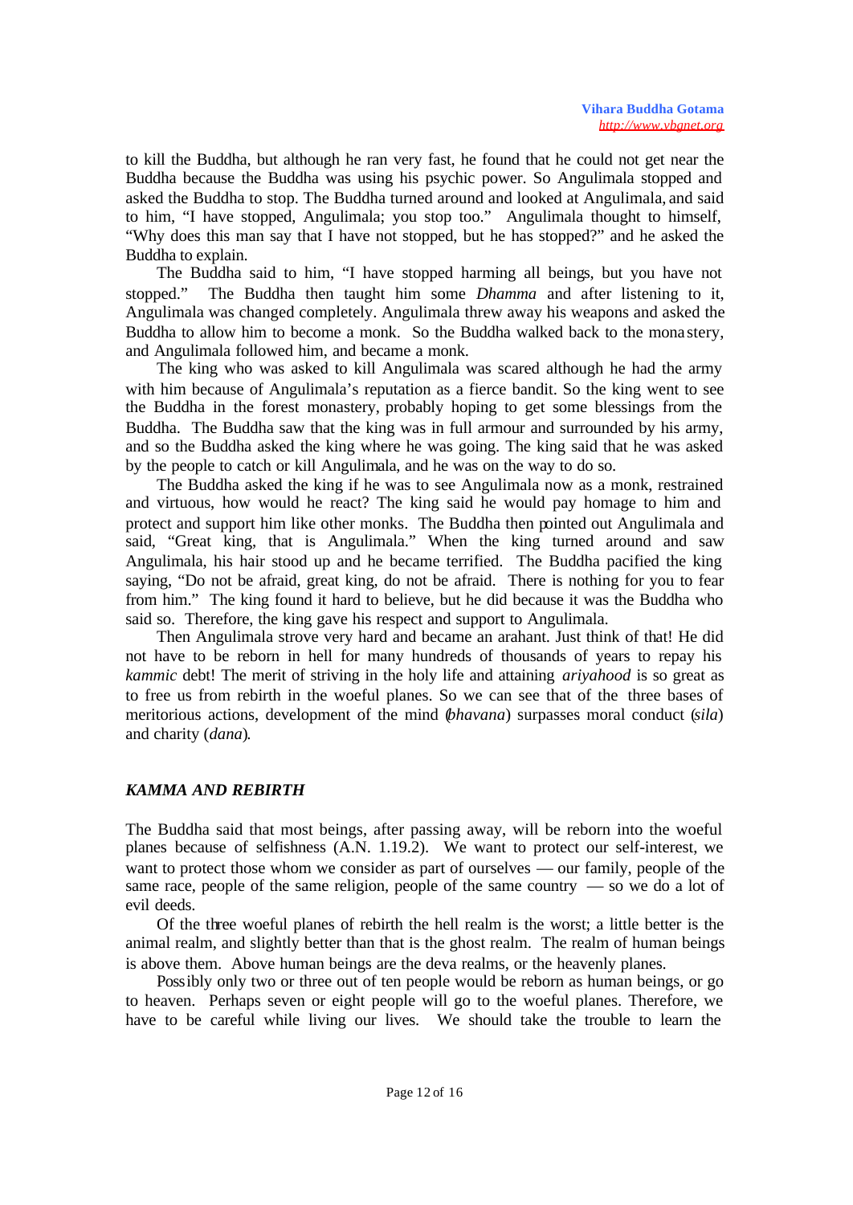to kill the Buddha, but although he ran very fast, he found that he could not get near the Buddha because the Buddha was using his psychic power. So Angulimala stopped and asked the Buddha to stop. The Buddha turned around and looked at Angulimala, and said to him, "I have stopped, Angulimala; you stop too." Angulimala thought to himself, "Why does this man say that I have not stopped, but he has stopped?" and he asked the Buddha to explain.

The Buddha said to him, "I have stopped harming all beings, but you have not stopped." The Buddha then taught him some *Dhamma* and after listening to it, Angulimala was changed completely. Angulimala threw away his weapons and asked the Buddha to allow him to become a monk. So the Buddha walked back to the monastery, and Angulimala followed him, and became a monk.

The king who was asked to kill Angulimala was scared although he had the army with him because of Angulimala's reputation as a fierce bandit. So the king went to see the Buddha in the forest monastery, probably hoping to get some blessings from the Buddha. The Buddha saw that the king was in full armour and surrounded by his army, and so the Buddha asked the king where he was going. The king said that he was asked by the people to catch or kill Angulimala, and he was on the way to do so.

The Buddha asked the king if he was to see Angulimala now as a monk, restrained and virtuous, how would he react? The king said he would pay homage to him and protect and support him like other monks. The Buddha then pointed out Angulimala and said, "Great king, that is Angulimala." When the king turned around and saw Angulimala, his hair stood up and he became terrified. The Buddha pacified the king saying, "Do not be afraid, great king, do not be afraid. There is nothing for you to fear from him." The king found it hard to believe, but he did because it was the Buddha who said so. Therefore, the king gave his respect and support to Angulimala.

Then Angulimala strove very hard and became an arahant. Just think of that! He did not have to be reborn in hell for many hundreds of thousands of years to repay his *kammic* debt! The merit of striving in the holy life and attaining *ariyahood* is so great as to free us from rebirth in the woeful planes. So we can see that of the three bases of meritorious actions, development of the mind (*bhavana*) surpasses moral conduct (*sila*) and charity (*dana*).

## *KAMMA AND REBIRTH*

The Buddha said that most beings, after passing away, will be reborn into the woeful planes because of selfishness (A.N. 1.19.2). We want to protect our self-interest, we want to protect those whom we consider as part of ourselves — our family, people of the same race, people of the same religion, people of the same country — so we do a lot of evil deeds.

Of the three woeful planes of rebirth the hell realm is the worst; a little better is the animal realm, and slightly better than that is the ghost realm. The realm of human beings is above them. Above human beings are the deva realms, or the heavenly planes.

Possibly only two or three out of ten people would be reborn as human beings, or go to heaven. Perhaps seven or eight people will go to the woeful planes. Therefore, we have to be careful while living our lives. We should take the trouble to learn the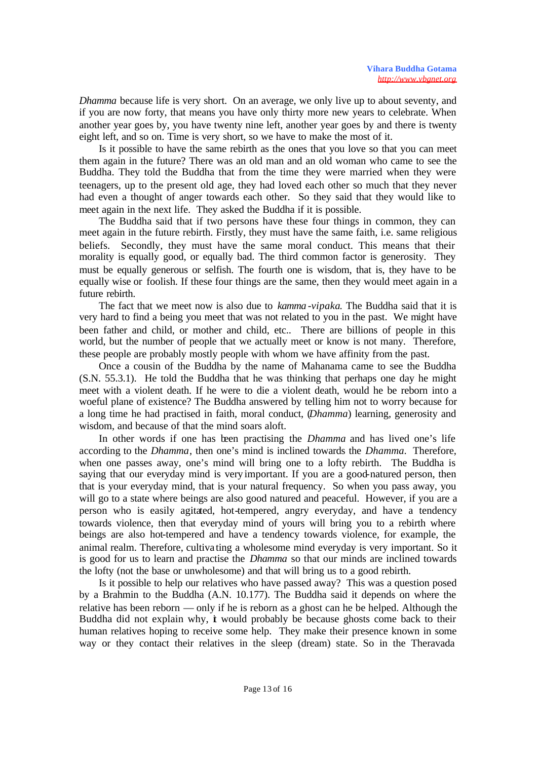*Dhamma* because life is very short. On an average, we only live up to about seventy, and if you are now forty, that means you have only thirty more new years to celebrate. When another year goes by, you have twenty nine left, another year goes by and there is twenty eight left, and so on. Time is very short, so we have to make the most of it.

Is it possible to have the same rebirth as the ones that you love so that you can meet them again in the future? There was an old man and an old woman who came to see the Buddha. They told the Buddha that from the time they were married when they were teenagers, up to the present old age, they had loved each other so much that they never had even a thought of anger towards each other. So they said that they would like to meet again in the next life. They asked the Buddha if it is possible.

The Buddha said that if two persons have these four things in common, they can meet again in the future rebirth. Firstly, they must have the same faith, i.e. same religious beliefs. Secondly, they must have the same moral conduct. This means that their morality is equally good, or equally bad. The third common factor is generosity. They must be equally generous or selfish. The fourth one is wisdom, that is, they have to be equally wise or foolish. If these four things are the same, then they would meet again in a future rebirth.

The fact that we meet now is also due to *kamma-vipaka*. The Buddha said that it is very hard to find a being you meet that was not related to you in the past. We might have been father and child, or mother and child, etc.. There are billions of people in this world, but the number of people that we actually meet or know is not many. Therefore, these people are probably mostly people with whom we have affinity from the past.

Once a cousin of the Buddha by the name of Mahanama came to see the Buddha (S.N. 55.3.1). He told the Buddha that he was thinking that perhaps one day he might meet with a violent death. If he were to die a violent death, would he be reborn into a woeful plane of existence? The Buddha answered by telling him not to worry because for a long time he had practised in faith, moral conduct, (*Dhamma*) learning, generosity and wisdom, and because of that the mind soars aloft.

In other words if one has been practising the *Dhamma* and has lived one's life according to the *Dhamma*, then one's mind is inclined towards the *Dhamma*. Therefore, when one passes away, one's mind will bring one to a lofty rebirth. The Buddha is saying that our everyday mind is very important. If you are a good-natured person, then that is your everyday mind, that is your natural frequency. So when you pass away, you will go to a state where beings are also good natured and peaceful. However, if you are a person who is easily agitated, hot-tempered, angry everyday, and have a tendency towards violence, then that everyday mind of yours will bring you to a rebirth where beings are also hot-tempered and have a tendency towards violence, for example, the animal realm. Therefore, cultivating a wholesome mind everyday is very important. So it is good for us to learn and practise the *Dhamma* so that our minds are inclined towards the lofty (not the base or unwholesome) and that will bring us to a good rebirth.

Is it possible to help our relatives who have passed away? This was a question posed by a Brahmin to the Buddha (A.N. 10.177). The Buddha said it depends on where the relative has been reborn — only if he is reborn as a ghost can he be helped. Although the Buddha did not explain why, it would probably be because ghosts come back to their human relatives hoping to receive some help. They make their presence known in some way or they contact their relatives in the sleep (dream) state. So in the Theravada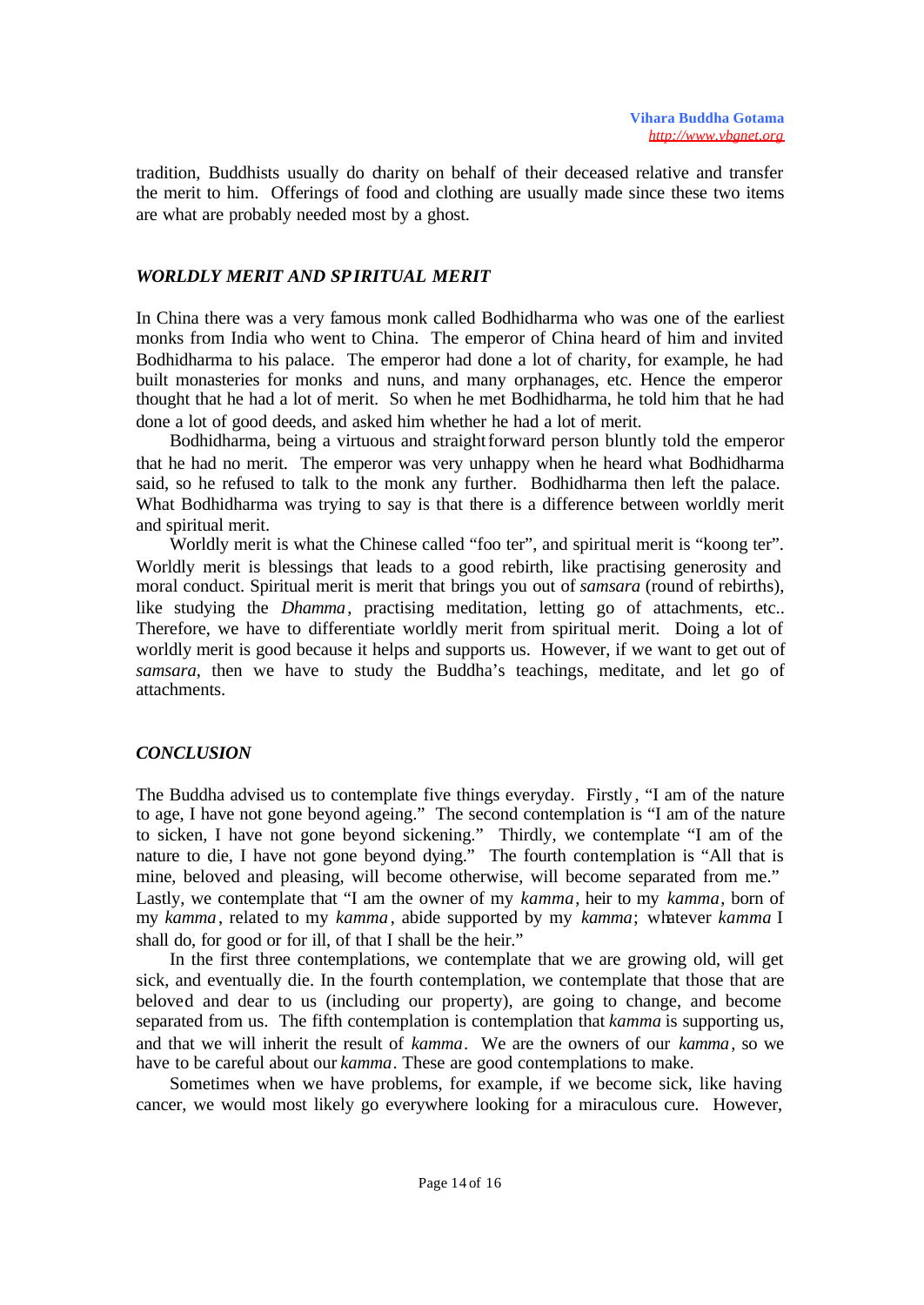tradition, Buddhists usually do charity on behalf of their deceased relative and transfer the merit to him. Offerings of food and clothing are usually made since these two items are what are probably needed most by a ghost.

## *WORLDLY MERIT AND SPIRITUAL MERIT*

In China there was a very famous monk called Bodhidharma who was one of the earliest monks from India who went to China. The emperor of China heard of him and invited Bodhidharma to his palace. The emperor had done a lot of charity, for example, he had built monasteries for monks and nuns, and many orphanages, etc. Hence the emperor thought that he had a lot of merit. So when he met Bodhidharma, he told him that he had done a lot of good deeds, and asked him whether he had a lot of merit.

Bodhidharma, being a virtuous and straightforward person bluntly told the emperor that he had no merit. The emperor was very unhappy when he heard what Bodhidharma said, so he refused to talk to the monk any further. Bodhidharma then left the palace. What Bodhidharma was trying to say is that there is a difference between worldly merit and spiritual merit.

Worldly merit is what the Chinese called "foo ter", and spiritual merit is "koong ter". Worldly merit is blessings that leads to a good rebirth, like practising generosity and moral conduct. Spiritual merit is merit that brings you out of *samsara* (round of rebirths), like studying the *Dhamma*, practising meditation, letting go of attachments, etc.. Therefore, we have to differentiate worldly merit from spiritual merit. Doing a lot of worldly merit is good because it helps and supports us. However, if we want to get out of *samsara*, then we have to study the Buddha's teachings, meditate, and let go of attachments.

## *CONCLUSION*

The Buddha advised us to contemplate five things everyday. Firstly, "I am of the nature to age, I have not gone beyond ageing." The second contemplation is "I am of the nature to sicken, I have not gone beyond sickening." Thirdly, we contemplate "I am of the nature to die, I have not gone beyond dying." The fourth contemplation is "All that is mine, beloved and pleasing, will become otherwise, will become separated from me." Lastly, we contemplate that "I am the owner of my *kamma*, heir to my *kamma*, born of my *kamma*, related to my *kamma*, abide supported by my *kamma*; whatever *kamma* I shall do, for good or for ill, of that I shall be the heir."

In the first three contemplations, we contemplate that we are growing old, will get sick, and eventually die. In the fourth contemplation, we contemplate that those that are beloved and dear to us (including our property), are going to change, and become separated from us. The fifth contemplation is contemplation that *kamma* is supporting us, and that we will inherit the result of *kamma*. We are the owners of our *kamma*, so we have to be careful about our *kamma*. These are good contemplations to make.

Sometimes when we have problems, for example, if we become sick, like having cancer, we would most likely go everywhere looking for a miraculous cure. However,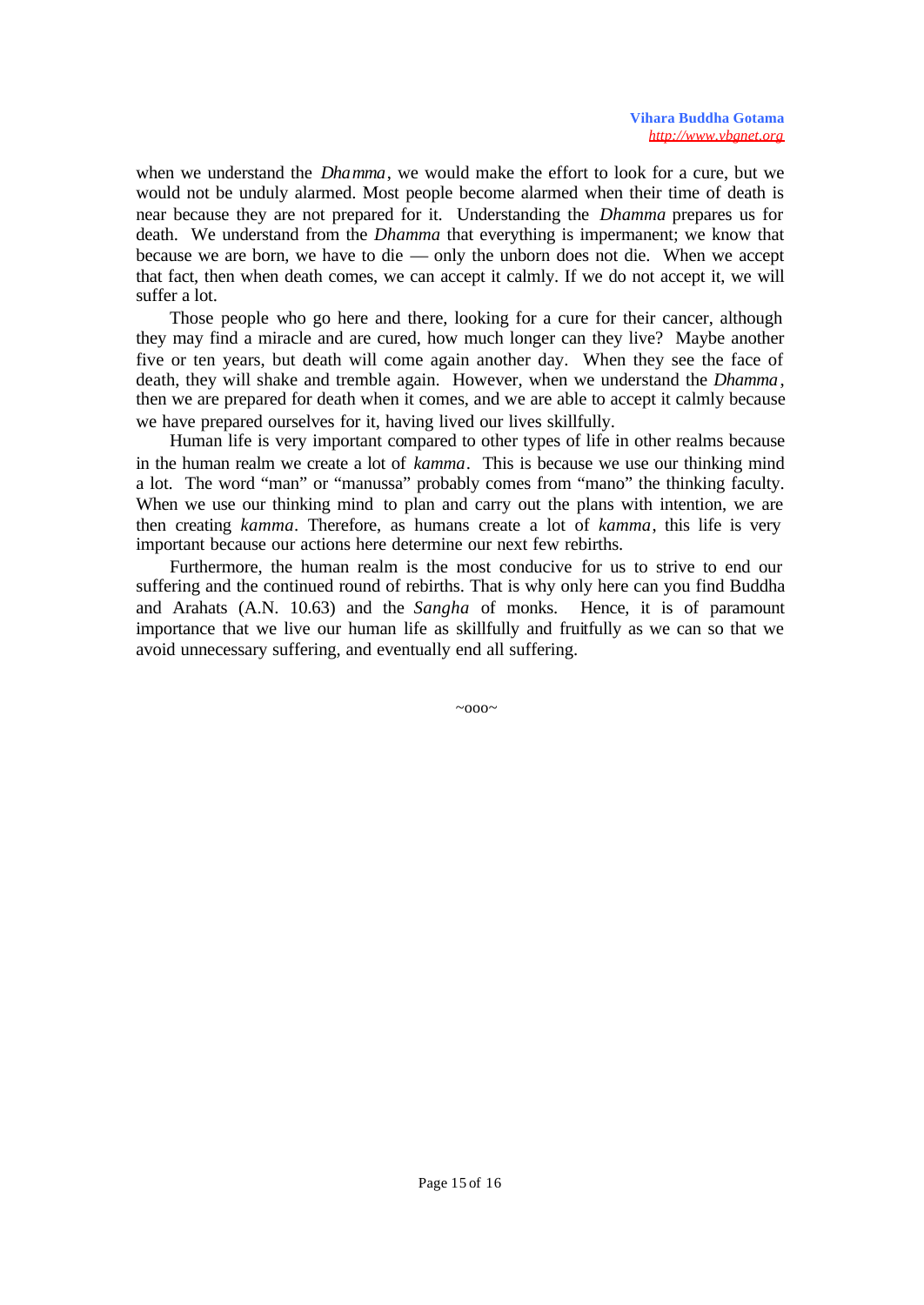when we understand the *Dhamma*, we would make the effort to look for a cure, but we would not be unduly alarmed. Most people become alarmed when their time of death is near because they are not prepared for it. Understanding the *Dhamma* prepares us for death. We understand from the *Dhamma* that everything is impermanent; we know that because we are born, we have to die — only the unborn does not die. When we accept that fact, then when death comes, we can accept it calmly. If we do not accept it, we will suffer a lot.

Those people who go here and there, looking for a cure for their cancer, although they may find a miracle and are cured, how much longer can they live? Maybe another five or ten years, but death will come again another day. When they see the face of death, they will shake and tremble again. However, when we understand the *Dhamma*, then we are prepared for death when it comes, and we are able to accept it calmly because we have prepared ourselves for it, having lived our lives skillfully.

Human life is very important compared to other types of life in other realms because in the human realm we create a lot of *kamma*. This is because we use our thinking mind a lot. The word "man" or "manussa" probably comes from "mano" the thinking faculty. When we use our thinking mind to plan and carry out the plans with intention, we are then creating *kamma*. Therefore, as humans create a lot of *kamma*, this life is very important because our actions here determine our next few rebirths.

Furthermore, the human realm is the most conducive for us to strive to end our suffering and the continued round of rebirths. That is why only here can you find Buddha and Arahats (A.N. 10.63) and the *Sangha* of monks. Hence, it is of paramount importance that we live our human life as skillfully and fruitfully as we can so that we avoid unnecessary suffering, and eventually end all suffering.

~ooo~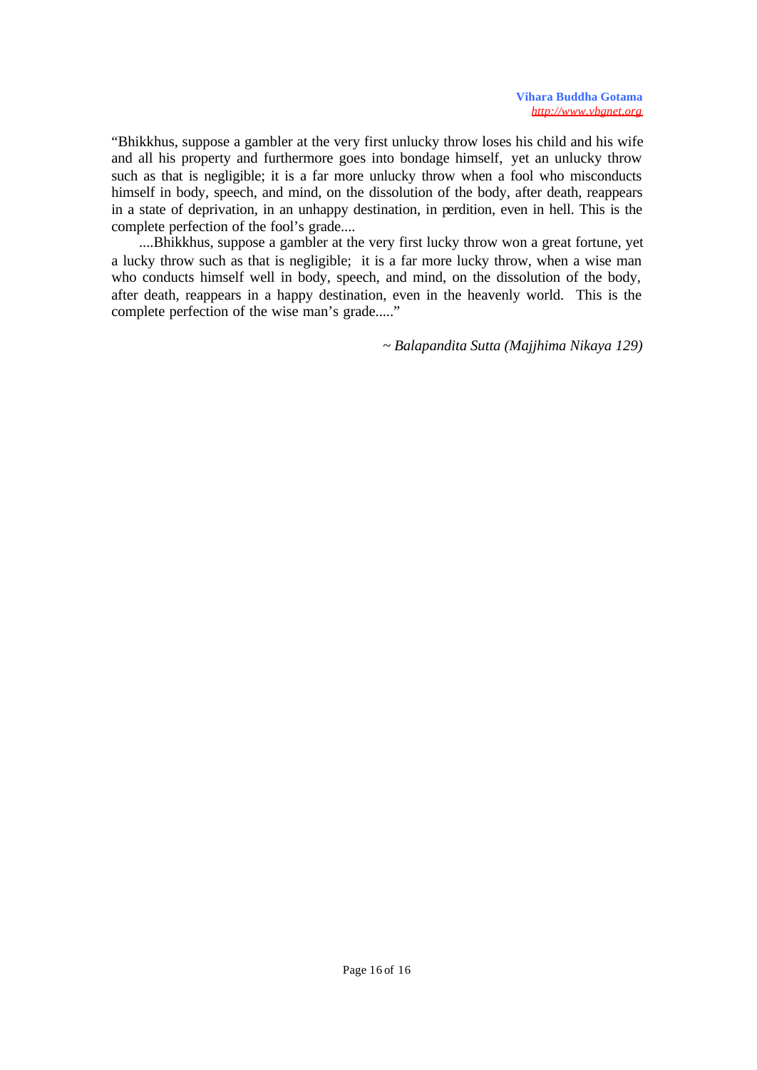"Bhikkhus, suppose a gambler at the very first unlucky throw loses his child and his wife and all his property and furthermore goes into bondage himself, yet an unlucky throw such as that is negligible; it is a far more unlucky throw when a fool who misconducts himself in body, speech, and mind, on the dissolution of the body, after death, reappears in a state of deprivation, in an unhappy destination, in perdition, even in hell. This is the complete perfection of the fool's grade....

....Bhikkhus, suppose a gambler at the very first lucky throw won a great fortune, yet a lucky throw such as that is negligible; it is a far more lucky throw, when a wise man who conducts himself well in body, speech, and mind, on the dissolution of the body, after death, reappears in a happy destination, even in the heavenly world. This is the complete perfection of the wise man's grade....."

*~ Balapandita Sutta (Majjhima Nikaya 129)*